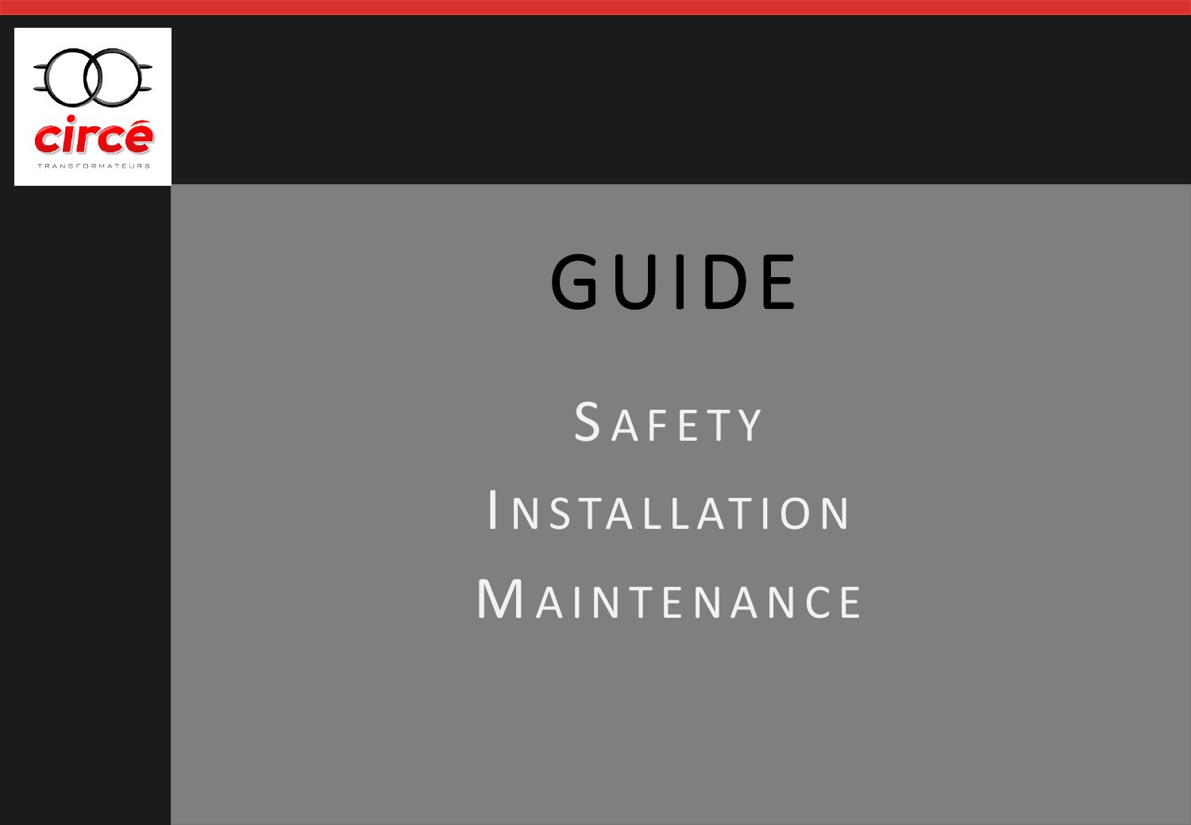circé

TRANSFORMATEURS

# GUIDE

## Safety

## Installation

## Maintenance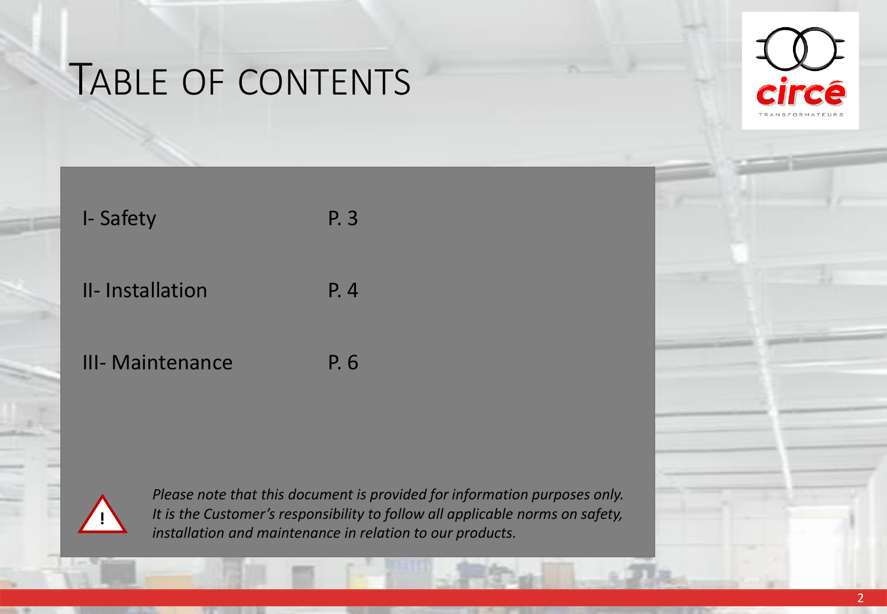# TABLE OF CONTENTS

| | |
|---|---|
| I- Safety | P. 3 |
| II- Installation | P. 4 |
| III- Maintenance | P. 6 |

! *Please note that this document is provided for information purposes only. It is the Customer's responsibility to follow all applicable norms on safety, installation and maintenance in relation to our products.*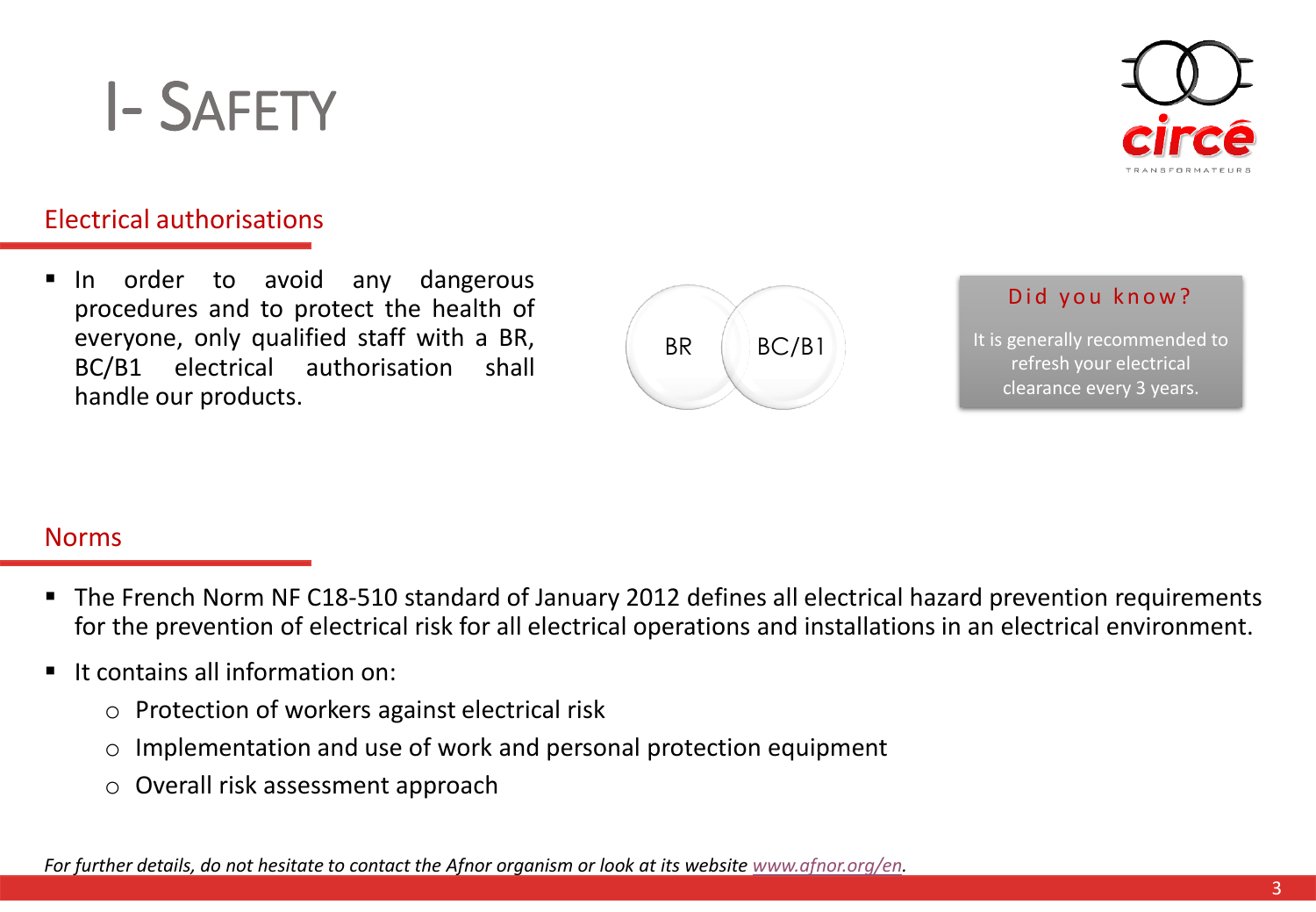# I- SAFETY

## Electrical authorisations

- In order to avoid any dangerous procedures and to protect the health of everyone, only qualified staff with a BR, BC/B1 electrical authorisation shall handle our products.

BR

BC/B1

**Did you know?**

It is generally recommended to refresh your electrical clearance every 3 years.

## Norms

- The French Norm NF C18-510 standard of January 2012 defines all electrical hazard prevention requirements for the prevention of electrical risk for all electrical operations and installations in an electrical environment.
- It contains all information on:
  - Protection of workers against electrical risk
  - Implementation and use of work and personal protection equipment
  - Overall risk assessment approach

*For further details, do not hesitate to contact the Afnor organism or look at its website www.afnor.org/en.*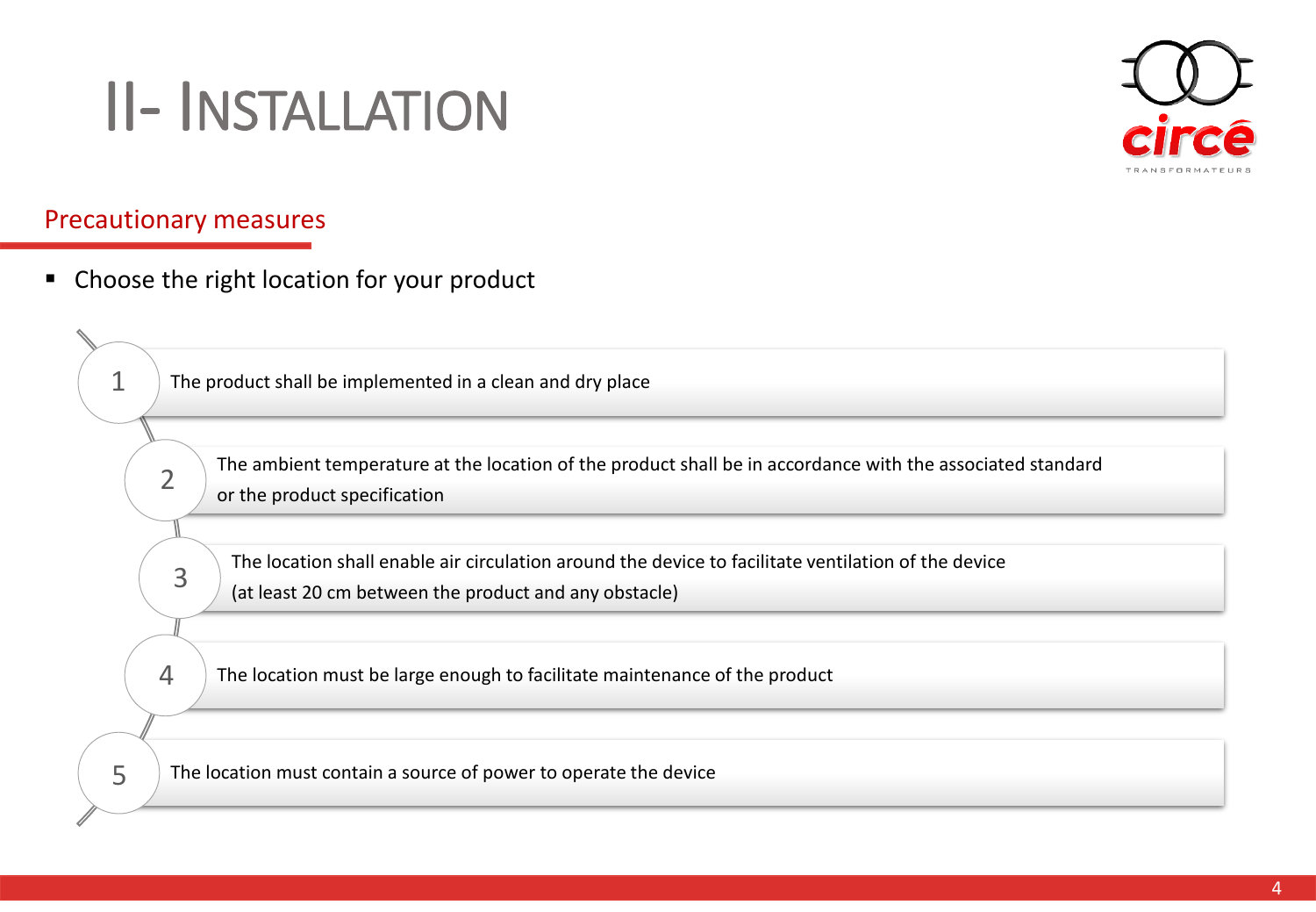# II- INSTALLATION

## Precautionary measures

- Choose the right location for your product

1. The product shall be implemented in a clean and dry place
2. The ambient temperature at the location of the product shall be in accordance with the associated standard or the product specification
3. The location shall enable air circulation around the device to facilitate ventilation of the device (at least 20 cm between the product and any obstacle)
4. The location must be large enough to facilitate maintenance of the product
5. The location must contain a source of power to operate the device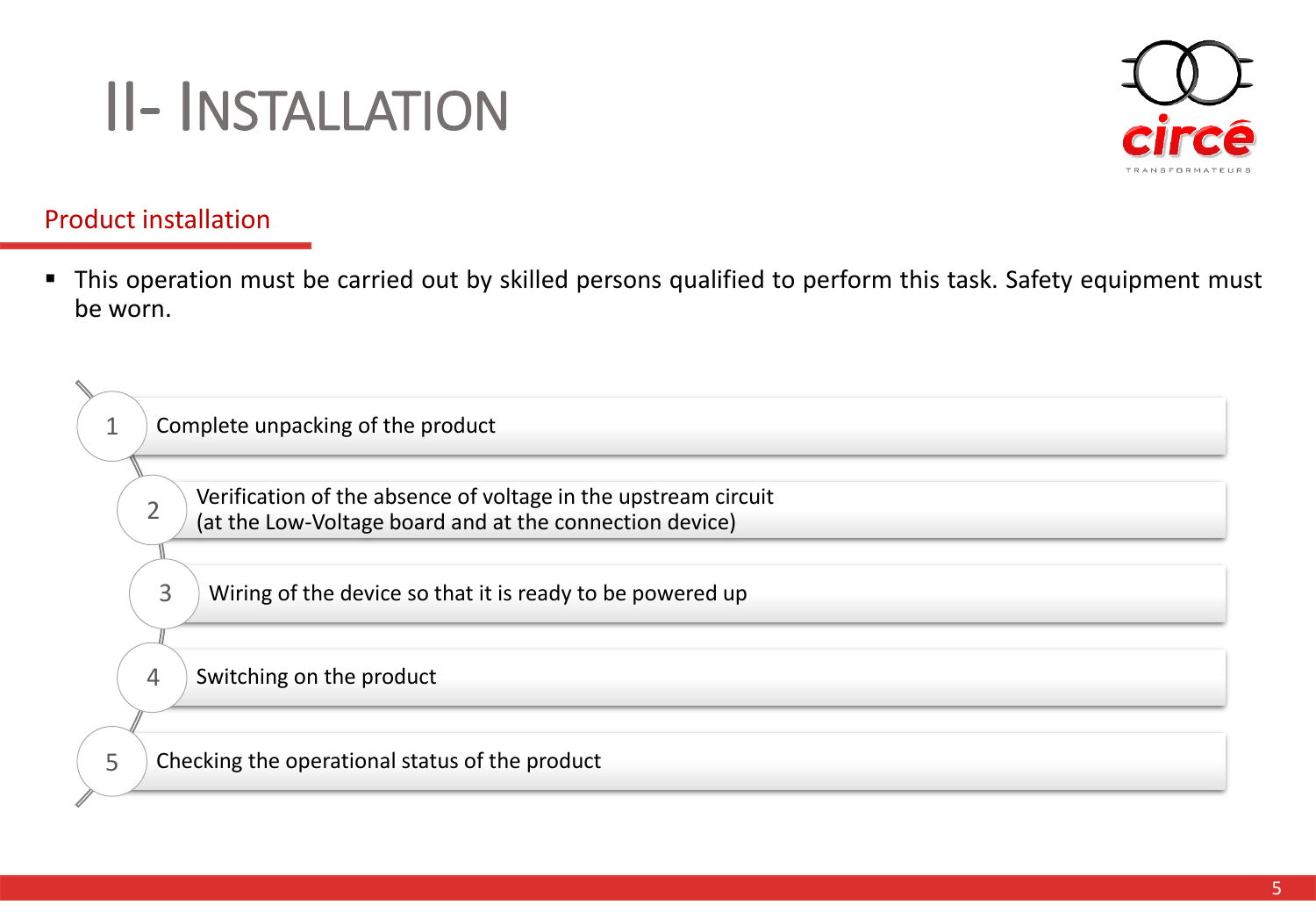# II- INSTALLATION

## Product installation

- This operation must be carried out by skilled persons qualified to perform this task. Safety equipment must be worn.

1. Complete unpacking of the product
2. Verification of the absence of voltage in the upstream circuit (at the Low-Voltage board and at the connection device)
3. Wiring of the device so that it is ready to be powered up
4. Switching on the product
5. Checking the operational status of the product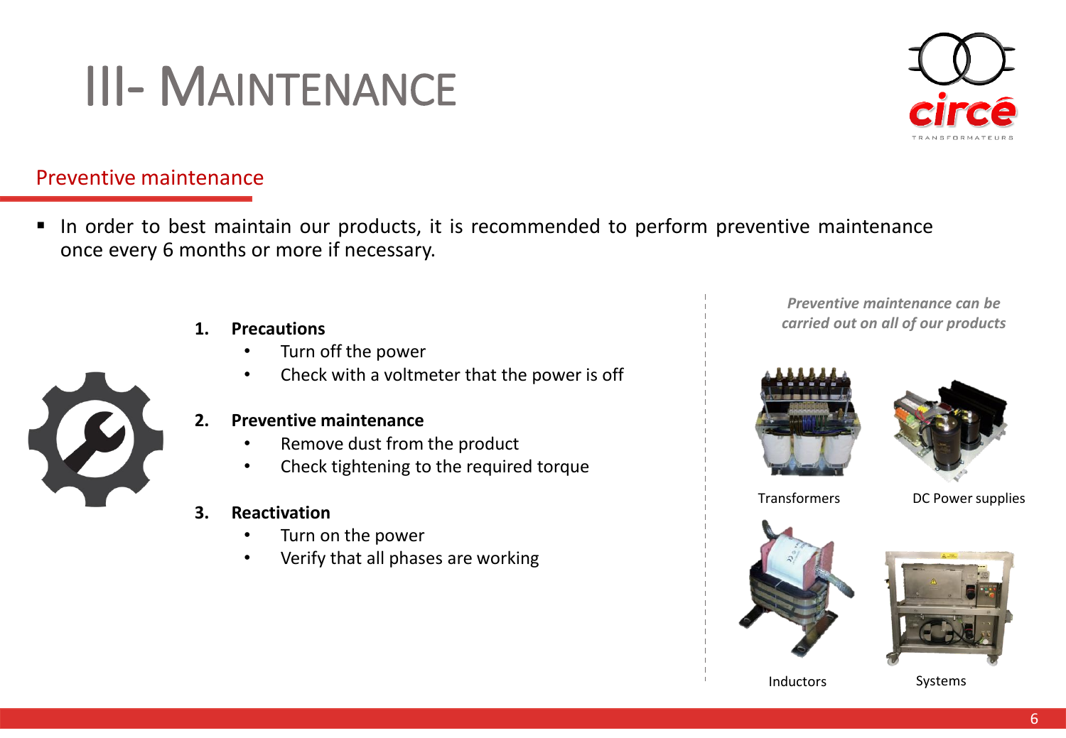# III- MAINTENANCE

## Preventive maintenance

- In order to best maintain our products, it is recommended to perform preventive maintenance once every 6 months or more if necessary.

1. **Precautions**
   - Turn off the power
   - Check with a voltmeter that the power is off
2. **Preventive maintenance**
   - Remove dust from the product
   - Check tightening to the required torque
3. **Reactivation**
   - Turn on the power
   - Verify that all phases are working

***Preventive maintenance can be carried out on all of our products***

Transformers

DC Power supplies

Inductors

Systems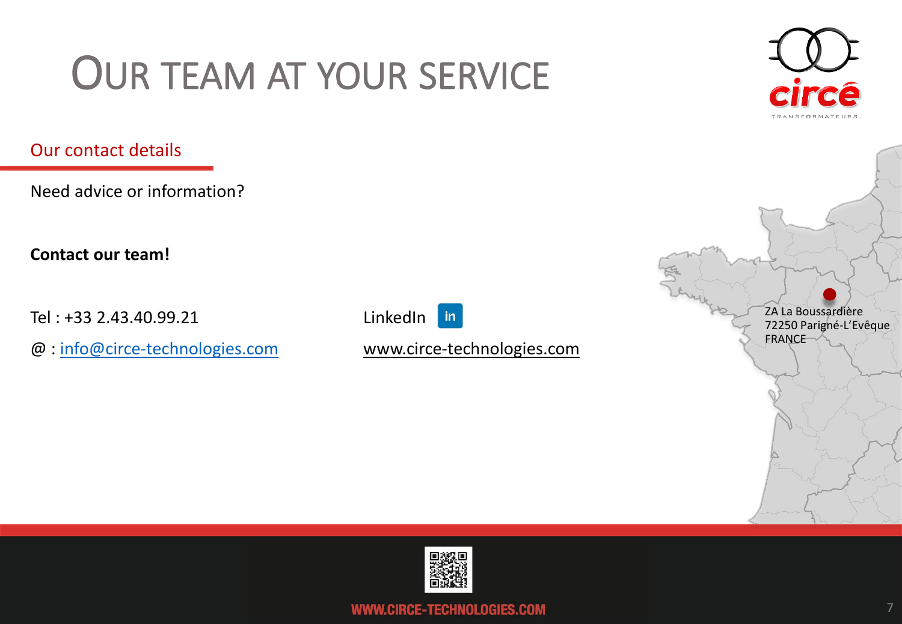# OUR TEAM AT YOUR SERVICE

circe TRANSFORMATEURS

## Our contact details

Need advice or information?

**Contact our team!**

Tel : +33 2.43.40.99.21

@ : info@circe-technologies.com

LinkedIn

www.circe-technologies.com

ZA La Boussardière
72250 Parigné-L'Evêque
FRANCE

WWW.CIRCE-TECHNOLOGIES.COM